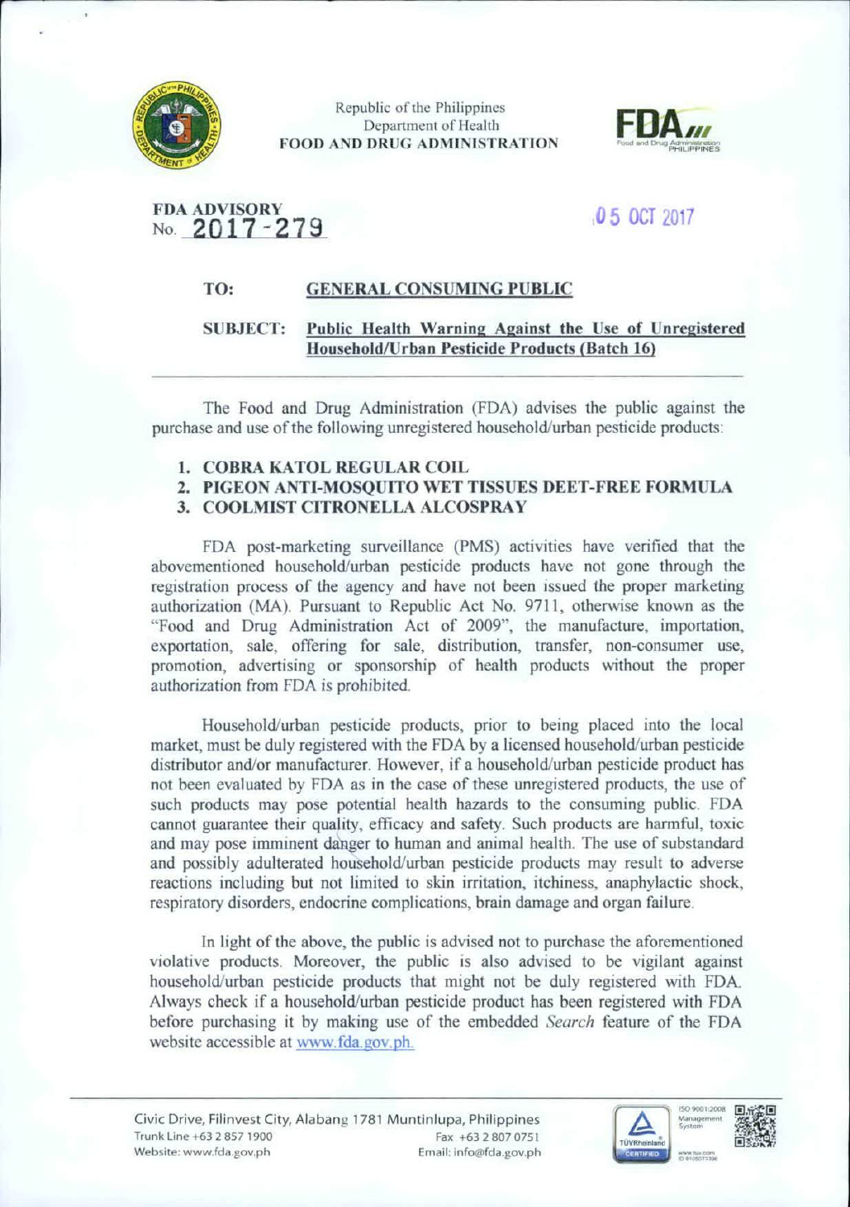Republic of the Philippines
Department of Health
**FOOD AND DRUG ADMINISTRATION**

**FDA ADVISORY**
**No. 2017-279**

05 OCT 2017

**TO:** **GENERAL CONSUMING PUBLIC**

**SUBJECT:** **Public Health Warning Against the Use of Unregistered Household/Urban Pesticide Products (Batch 16)**

---

The Food and Drug Administration (FDA) advises the public against the purchase and use of the following unregistered household/urban pesticide products:

1. **COBRA KATOL REGULAR COIL**
2. **PIGEON ANTI-MOSQUITO WET TISSUES DEET-FREE FORMULA**
3. **COOLMIST CITRONELLA ALCOSPRAY**

FDA post-marketing surveillance (PMS) activities have verified that the abovementioned household/urban pesticide products have not gone through the registration process of the agency and have not been issued the proper marketing authorization (MA). Pursuant to Republic Act No. 9711, otherwise known as the "Food and Drug Administration Act of 2009", the manufacture, importation, exportation, sale, offering for sale, distribution, transfer, non-consumer use, promotion, advertising or sponsorship of health products without the proper authorization from FDA is prohibited.

Household/urban pesticide products, prior to being placed into the local market, must be duly registered with the FDA by a licensed household/urban pesticide distributor and/or manufacturer. However, if a household/urban pesticide product has not been evaluated by FDA as in the case of these unregistered products, the use of such products may pose potential health hazards to the consuming public. FDA cannot guarantee their quality, efficacy and safety. Such products are harmful, toxic and may pose imminent danger to human and animal health. The use of substandard and possibly adulterated household/urban pesticide products may result to adverse reactions including but not limited to skin irritation, itchiness, anaphylactic shock, respiratory disorders, endocrine complications, brain damage and organ failure.

In light of the above, the public is advised not to purchase the aforementioned violative products. Moreover, the public is also advised to be vigilant against household/urban pesticide products that might not be duly registered with FDA. Always check if a household/urban pesticide product has been registered with FDA before purchasing it by making use of the embedded *Search* feature of the FDA website accessible at www.fda.gov.ph.

---

Civic Drive, Filinvest City, Alabang 1781 Muntinlupa, Philippines
Trunk Line +63 2 857 1900 Fax +63 2 807 0751
Website: www.fda.gov.ph Email: info@fda.gov.ph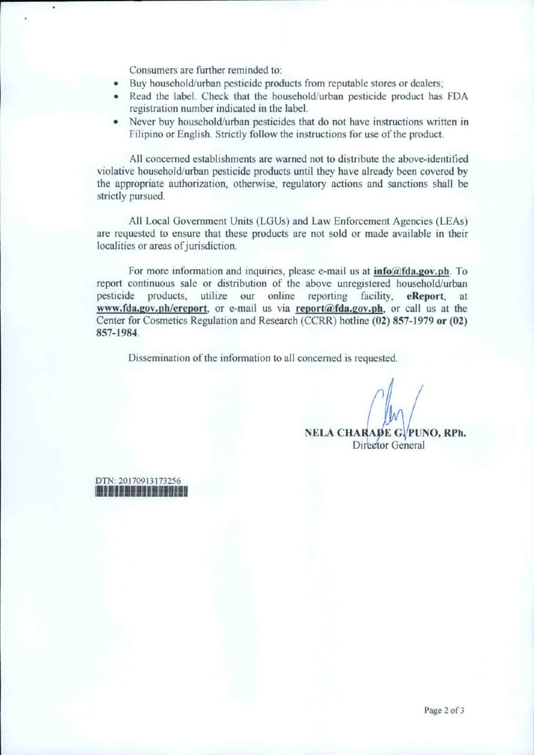Consumers are further reminded to:

- Buy household/urban pesticide products from reputable stores or dealers;
- Read the label. Check that the household/urban pesticide product has FDA registration number indicated in the label.
- Never buy household/urban pesticides that do not have instructions written in Filipino or English. Strictly follow the instructions for use of the product.

All concerned establishments are warned not to distribute the above-identified violative household/urban pesticide products until they have already been covered by the appropriate authorization, otherwise, regulatory actions and sanctions shall be strictly pursued.

All Local Government Units (LGUs) and Law Enforcement Agencies (LEAs) are requested to ensure that these products are not sold or made available in their localities or areas of jurisdiction.

For more information and inquiries, please e-mail us at **info@fda.gov.ph**. To report continuous sale or distribution of the above unregistered household/urban pesticide products, utilize our online reporting facility, **eReport**, at **www.fda.gov.ph/ereport**, or e-mail us via **report@fda.gov.ph**, or call us at the Center for Cosmetics Regulation and Research (CCRR) hotline **(02) 857-1979 or (02) 857-1984**.

Dissemination of the information to all concerned is requested.

**NELA CHARADE G. PUNO, RPh.**
Director General

DTN: 20170913173256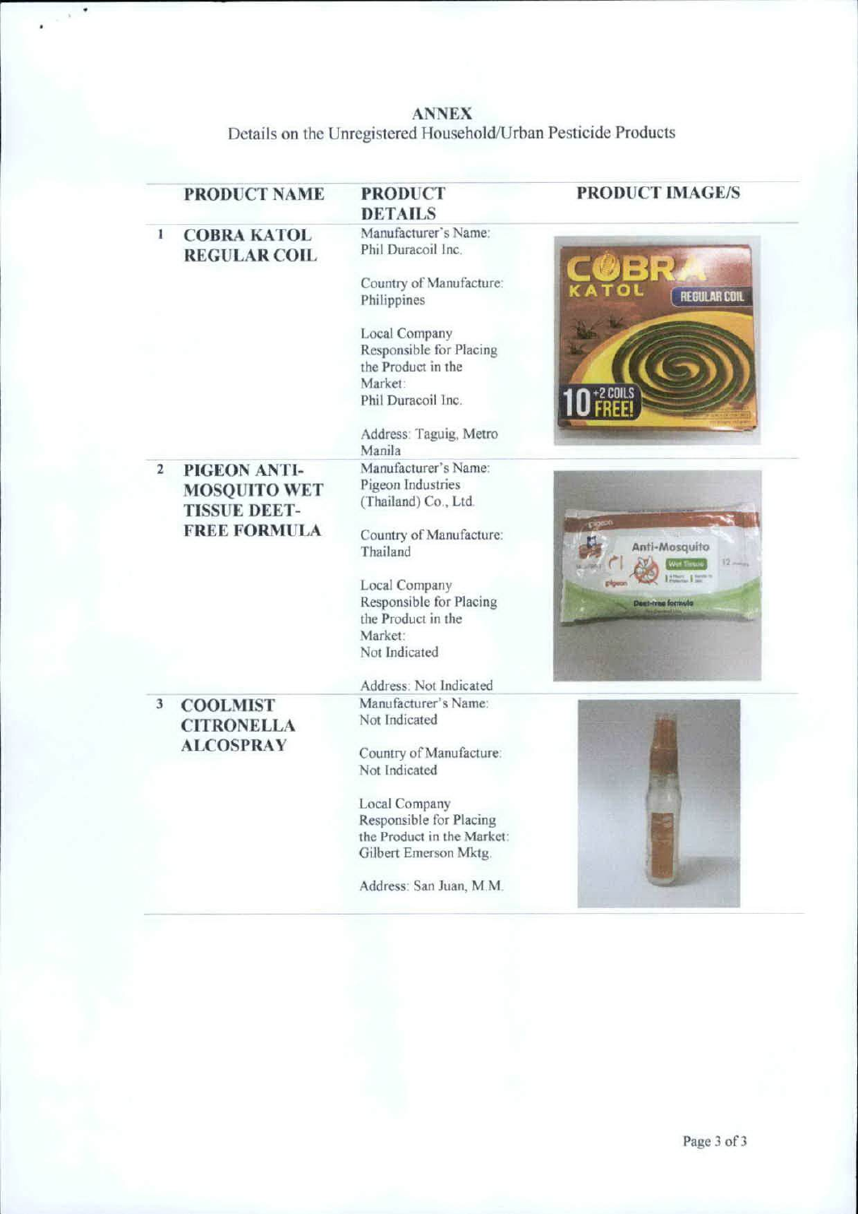# ANNEX

Details on the Unregistered Household/Urban Pesticide Products

| | PRODUCT NAME | PRODUCT DETAILS | PRODUCT IMAGE/S |
|---|---|---|---|
| 1 | **COBRA KATOL REGULAR COIL** | Manufacturer's Name: Phil Duracoil Inc.<br><br>Country of Manufacture: Philippines<br><br>Local Company Responsible for Placing the Product in the Market: Phil Duracoil Inc.<br><br>Address: Taguig, Metro Manila | |
| 2 | **PIGEON ANTI-MOSQUITO WET TISSUE DEET-FREE FORMULA** | Manufacturer's Name: Pigeon Industries (Thailand) Co., Ltd.<br><br>Country of Manufacture: Thailand<br><br>Local Company Responsible for Placing the Product in the Market: Not Indicated<br><br>Address: Not Indicated | |
| 3 | **COOLMIST CITRONELLA ALCOSPRAY** | Manufacturer's Name: Not Indicated<br><br>Country of Manufacture: Not Indicated<br><br>Local Company Responsible for Placing the Product in the Market: Gilbert Emerson Mktg.<br><br>Address: San Juan, M.M. | |